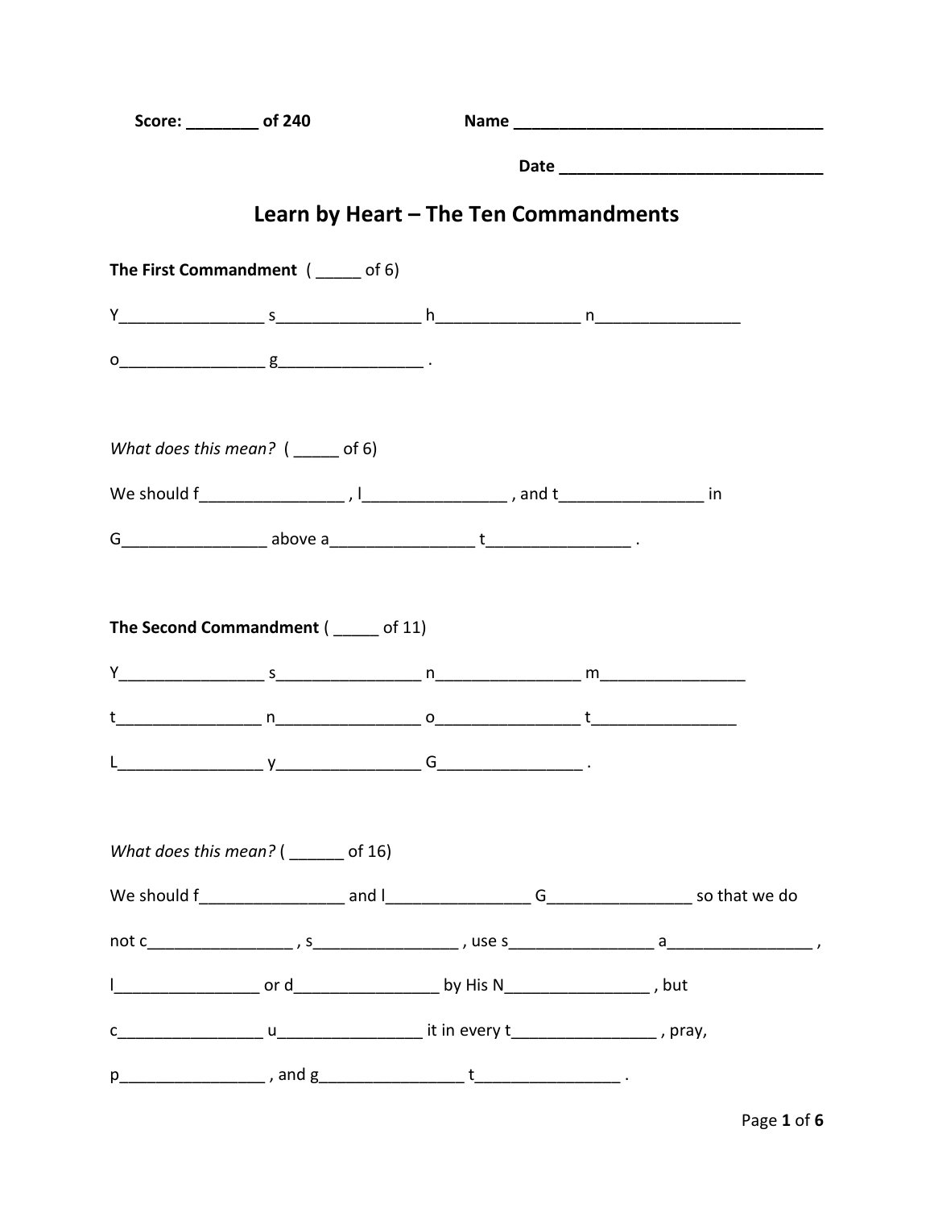**Score: ________ of 240** **Name ___________________________________**

**Date _____________________________**

# Learn by Heart – The Ten Commandments

**The First Commandment** ( _____ of 6)

Y________________ s________________ h________________ n________________

o________________ g________________ .

*What does this mean?* ( _____ of 6)

We should f________________ , l________________ , and t________________ in

G________________ above a________________ t________________ .

**The Second Commandment** ( _____ of 11)

Y________________ s________________ n________________ m________________

t________________ n________________ o________________ t________________

L________________ y________________ G________________ .

*What does this mean?* ( ______ of 16)

We should f________________ and l________________ G________________ so that we do

not c________________ , s________________ , use s________________ a________________ ,

l________________ or d________________ by His N________________ , but

c________________ u________________ it in every t________________ , pray,

p________________ , and g________________ t________________ .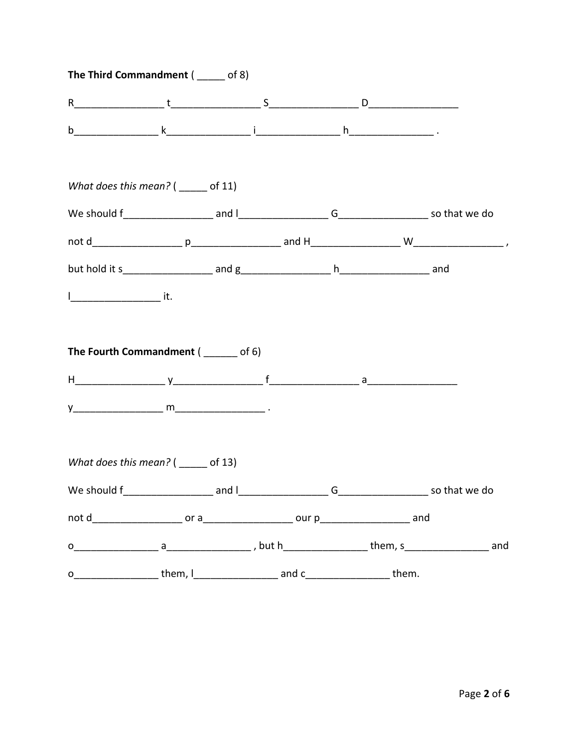**The Third Commandment** ( _____ of 8)

R________________ t________________ S________________ D________________

b_______________ k_______________ i_______________ h_______________ .

*What does this mean?* ( _____ of 11)

We should f________________ and l________________ G________________ so that we do

not d________________ p________________ and H________________ W________________ ,

but hold it s________________ and g________________ h________________ and

l________________ it.

**The Fourth Commandment** ( ______ of 6)

H________________ y________________ f________________ a________________

y________________ m________________ .

*What does this mean?* ( _____ of 13)

We should f________________ and l________________ G________________ so that we do

not d________________ or a________________ our p________________ and

o_______________ a_______________ , but h_______________ them, s_______________ and

o_______________ them, l_______________ and c_______________ them.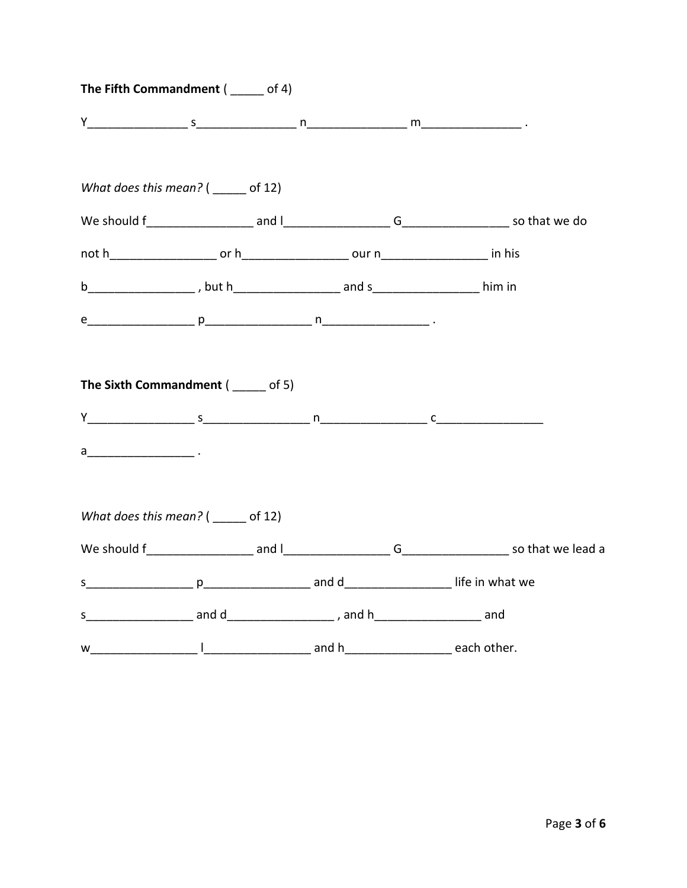**The Fifth Commandment** ( _____ of 4)

Y_______________ s_______________ n_______________ m_______________ .

*What does this mean?* ( _____ of 12)

We should f________________ and l________________ G________________ so that we do not h________________ or h________________ our n________________ in his b________________ , but h________________ and s________________ him in e________________ p________________ n________________ .

**The Sixth Commandment** ( _____ of 5)

Y________________ s________________ n________________ c________________ a________________ .

*What does this mean?* ( _____ of 12)

We should f________________ and l________________ G________________ so that we lead a s________________ p________________ and d________________ life in what we s________________ and d________________ , and h________________ and w________________ l________________ and h________________ each other.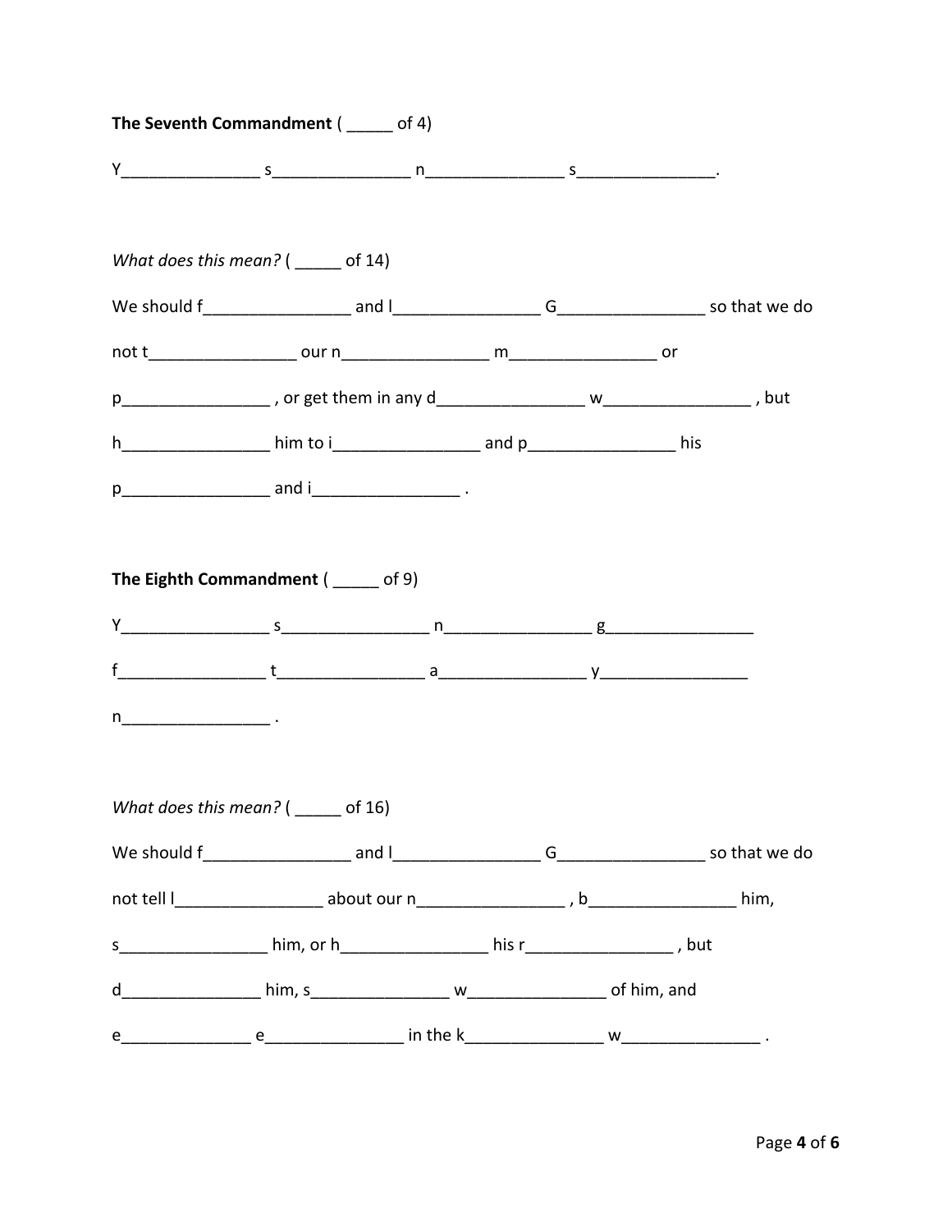**The Seventh Commandment** ( _____ of 4)

Y_______________ s_______________ n_______________ s_______________.

*What does this mean?* ( _____ of 14)

We should f________________ and l________________ G________________ so that we do not t________________ our n________________ m________________ or p________________ , or get them in any d________________ w________________ , but h________________ him to i________________ and p________________ his p________________ and i________________ .

**The Eighth Commandment** ( _____ of 9)

Y________________ s________________ n________________ g________________ f________________ t________________ a________________ y________________ n________________ .

*What does this mean?* ( _____ of 16)

We should f________________ and l________________ G________________ so that we do not tell l________________ about our n________________ , b________________ him, s________________ him, or h________________ his r________________ , but d_______________ him, s_______________ w_______________ of him, and e______________ e_______________ in the k_______________ w_______________ .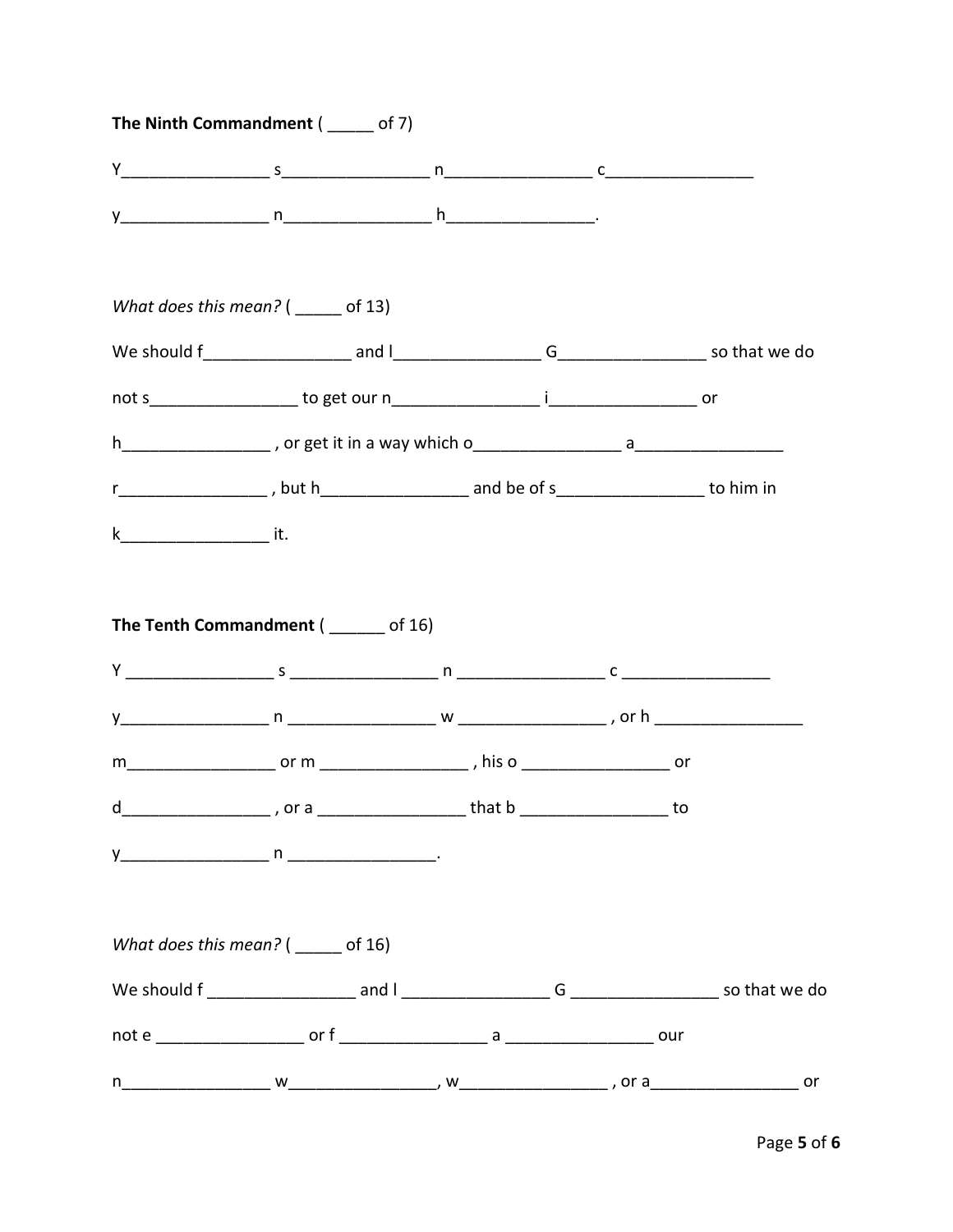**The Ninth Commandment** ( _____ of 7)

Y________________ s________________ n________________ c________________

y________________ n________________ h________________.

*What does this mean?* ( _____ of 13)

We should f________________ and l________________ G________________ so that we do

not s________________ to get our n________________ i________________ or

h________________ , or get it in a way which o________________ a________________

r________________ , but h________________ and be of s________________ to him in

k________________ it.

**The Tenth Commandment** ( ______ of 16)

Y ________________ s ________________ n ________________ c ________________

y________________ n ________________ w ________________ , or h ________________

m________________ or m ________________ , his o ________________ or

d________________ , or a ________________ that b ________________ to

y________________ n ________________.

*What does this mean?* ( _____ of 16)

We should f ________________ and l ________________ G ________________ so that we do

not e ________________ or f ________________ a ________________ our

n________________ w________________, w________________ , or a________________ or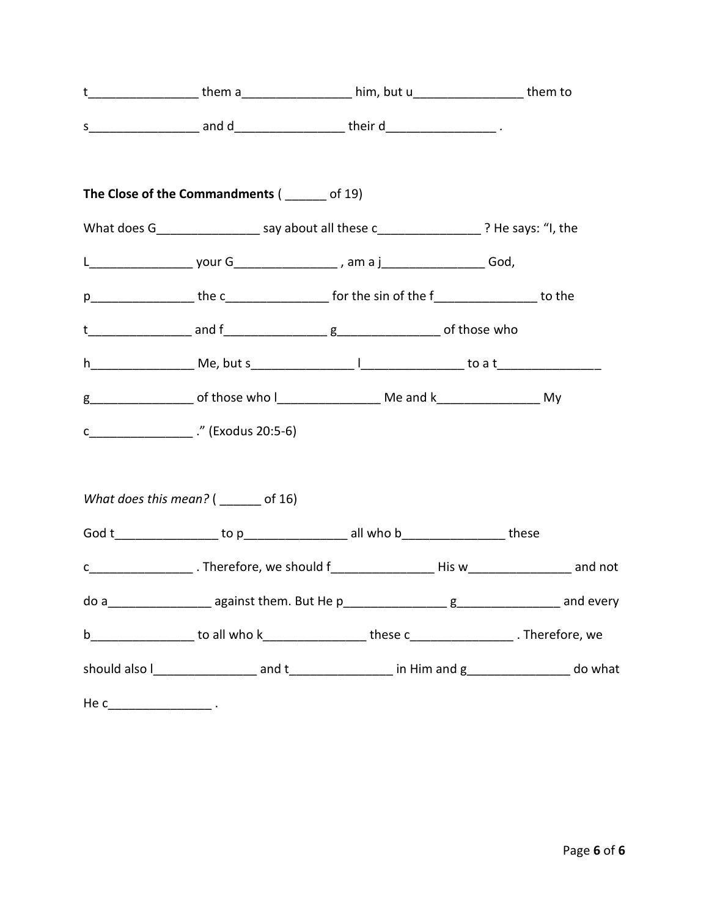t________________ them a________________ him, but u________________ them to

s________________ and d________________ their d________________ .

**The Close of the Commandments** ( ______ of 19)

What does G_______________ say about all these c_______________ ? He says: "I, the

L_______________ your G_______________ , am a j_______________ God,

p_______________ the c_______________ for the sin of the f_______________ to the

t_______________ and f_______________ g_______________ of those who

h_______________ Me, but s_______________ l_______________ to a t_______________

g_______________ of those who l_______________ Me and k_______________ My

c_______________ ." (Exodus 20:5-6)

*What does this mean?* ( ______ of 16)

God t_______________ to p_______________ all who b_______________ these

c_______________ . Therefore, we should f_______________ His w_______________ and not

do a_______________ against them. But He p_______________ g_______________ and every

b_______________ to all who k_______________ these c_______________ . Therefore, we

should also l_______________ and t_______________ in Him and g_______________ do what

He c_______________ .